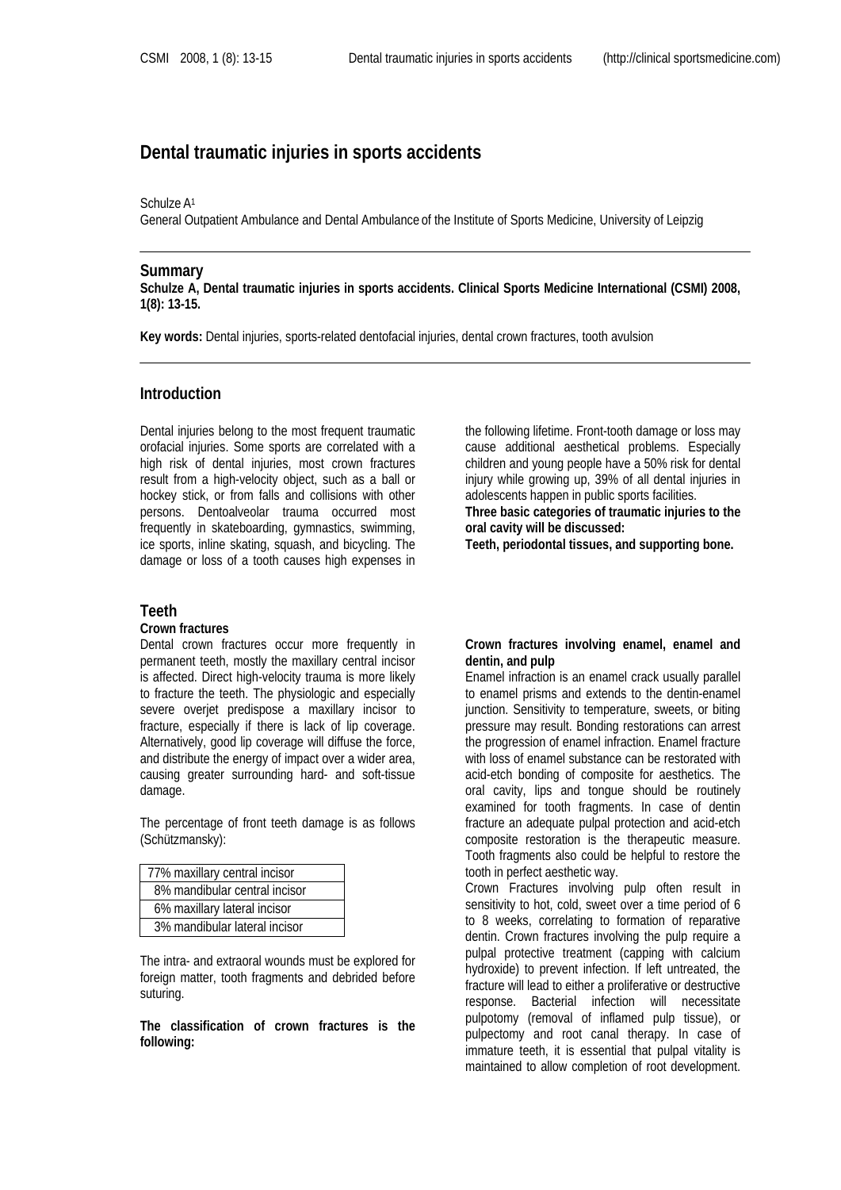# Dental traumatic injuries in sports accidents

Schulze A[1]

General Outpatient Ambulance and Dental Ambulance of the Institute of Sports Medicine, University of Leipzig

## Summary

**Schulze A, Dental traumatic injuries in sports accidents. Clinical Sports Medicine International (CSMI) 2008, 1(8): 13-15.**

**Key words:** Dental injuries, sports-related dentofacial injuries, dental crown fractures, tooth avulsion

## Introduction

Dental injuries belong to the most frequent traumatic orofacial injuries. Some sports are correlated with a high risk of dental injuries, most crown fractures result from a high-velocity object, such as a ball or hockey stick, or from falls and collisions with other persons. Dentoalveolar trauma occurred most frequently in skateboarding, gymnastics, swimming, ice sports, inline skating, squash, and bicycling. The damage or loss of a tooth causes high expenses in the following lifetime. Front-tooth damage or loss may cause additional aesthetical problems. Especially children and young people have a 50% risk for dental injury while growing up, 39% of all dental injuries in adolescents happen in public sports facilities.

**Three basic categories of traumatic injuries to the oral cavity will be discussed:**

**Teeth, periodontal tissues, and supporting bone.**

## Teeth

### Crown fractures

Dental crown fractures occur more frequently in permanent teeth, mostly the maxillary central incisor is affected. Direct high-velocity trauma is more likely to fracture the teeth. The physiologic and especially severe overjet predispose a maxillary incisor to fracture, especially if there is lack of lip coverage. Alternatively, good lip coverage will diffuse the force, and distribute the energy of impact over a wider area, causing greater surrounding hard- and soft-tissue damage.

The percentage of front teeth damage is as follows (Schützmansky):

| |
|---|
| 77% maxillary central incisor |
| 8% mandibular central incisor |
| 6% maxillary lateral incisor |
| 3% mandibular lateral incisor |

The intra- and extraoral wounds must be explored for foreign matter, tooth fragments and debrided before suturing.

**The classification of crown fractures is the following:**

**Crown fractures involving enamel, enamel and dentin, and pulp**

Enamel infraction is an enamel crack usually parallel to enamel prisms and extends to the dentin-enamel junction. Sensitivity to temperature, sweets, or biting pressure may result. Bonding restorations can arrest the progression of enamel infraction. Enamel fracture with loss of enamel substance can be restorated with acid-etch bonding of composite for aesthetics. The oral cavity, lips and tongue should be routinely examined for tooth fragments. In case of dentin fracture an adequate pulpal protection and acid-etch composite restoration is the therapeutic measure. Tooth fragments also could be helpful to restore the tooth in perfect aesthetic way.

Crown Fractures involving pulp often result in sensitivity to hot, cold, sweet over a time period of 6 to 8 weeks, correlating to formation of reparative dentin. Crown fractures involving the pulp require a pulpal protective treatment (capping with calcium hydroxide) to prevent infection. If left untreated, the fracture will lead to either a proliferative or destructive response. Bacterial infection will necessitate pulpotomy (removal of inflamed pulp tissue), or pulpectomy and root canal therapy. In case of immature teeth, it is essential that pulpal vitality is maintained to allow completion of root development.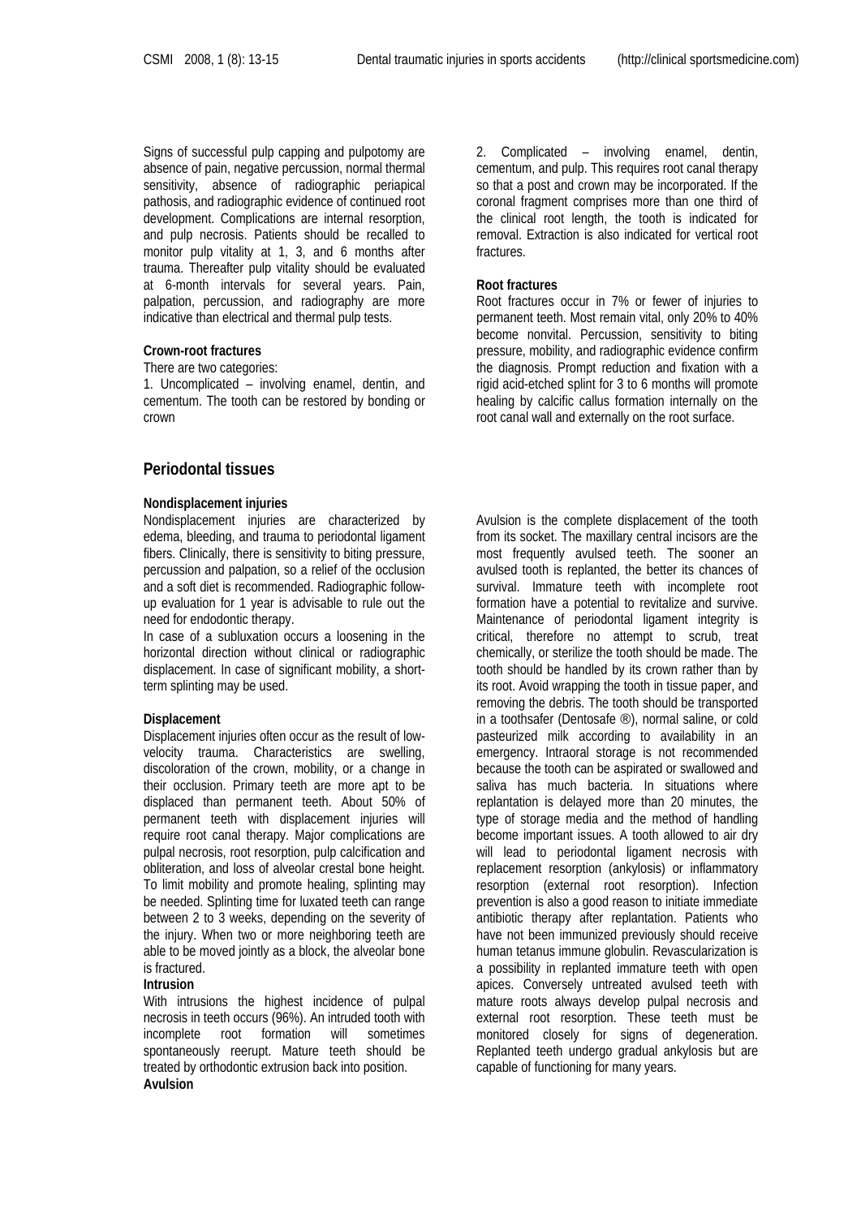Signs of successful pulp capping and pulpotomy are absence of pain, negative percussion, normal thermal sensitivity, absence of radiographic periapical pathosis, and radiographic evidence of continued root development. Complications are internal resorption, and pulp necrosis. Patients should be recalled to monitor pulp vitality at 1, 3, and 6 months after trauma. Thereafter pulp vitality should be evaluated at 6-month intervals for several years. Pain, palpation, percussion, and radiography are more indicative than electrical and thermal pulp tests.

**Crown-root fractures**

There are two categories:

1. Uncomplicated – involving enamel, dentin, and cementum. The tooth can be restored by bonding or crown
2. Complicated – involving enamel, dentin, cementum, and pulp. This requires root canal therapy so that a post and crown may be incorporated. If the coronal fragment comprises more than one third of the clinical root length, the tooth is indicated for removal. Extraction is also indicated for vertical root fractures.

**Root fractures**

Root fractures occur in 7% or fewer of injuries to permanent teeth. Most remain vital, only 20% to 40% become nonvital. Percussion, sensitivity to biting pressure, mobility, and radiographic evidence confirm the diagnosis. Prompt reduction and fixation with a rigid acid-etched splint for 3 to 6 months will promote healing by calcific callus formation internally on the root canal wall and externally on the root surface.

## Periodontal tissues

**Nondisplacement injuries**

Nondisplacement injuries are characterized by edema, bleeding, and trauma to periodontal ligament fibers. Clinically, there is sensitivity to biting pressure, percussion and palpation, so a relief of the occlusion and a soft diet is recommended. Radiographic follow-up evaluation for 1 year is advisable to rule out the need for endodontic therapy.

In case of a subluxation occurs a loosening in the horizontal direction without clinical or radiographic displacement. In case of significant mobility, a short-term splinting may be used.

**Displacement**

Displacement injuries often occur as the result of low-velocity trauma. Characteristics are swelling, discoloration of the crown, mobility, or a change in their occlusion. Primary teeth are more apt to be displaced than permanent teeth. About 50% of permanent teeth with displacement injuries will require root canal therapy. Major complications are pulpal necrosis, root resorption, pulp calcification and obliteration, and loss of alveolar crestal bone height. To limit mobility and promote healing, splinting may be needed. Splinting time for luxated teeth can range between 2 to 3 weeks, depending on the severity of the injury. When two or more neighboring teeth are able to be moved jointly as a block, the alveolar bone is fractured.

**Intrusion**

With intrusions the highest incidence of pulpal necrosis in teeth occurs (96%). An intruded tooth with incomplete root formation will sometimes spontaneously reerupt. Mature teeth should be treated by orthodontic extrusion back into position.

**Avulsion**

Avulsion is the complete displacement of the tooth from its socket. The maxillary central incisors are the most frequently avulsed teeth. The sooner an avulsed tooth is replanted, the better its chances of survival. Immature teeth with incomplete root formation have a potential to revitalize and survive. Maintenance of periodontal ligament integrity is critical, therefore no attempt to scrub, treat chemically, or sterilize the tooth should be made. The tooth should be handled by its crown rather than by its root. Avoid wrapping the tooth in tissue paper, and removing the debris. The tooth should be transported in a toothsafer (Dentosafe ®), normal saline, or cold pasteurized milk according to availability in an emergency. Intraoral storage is not recommended because the tooth can be aspirated or swallowed and saliva has much bacteria. In situations where replantation is delayed more than 20 minutes, the type of storage media and the method of handling become important issues. A tooth allowed to air dry will lead to periodontal ligament necrosis with replacement resorption (ankylosis) or inflammatory resorption (external root resorption). Infection prevention is also a good reason to initiate immediate antibiotic therapy after replantation. Patients who have not been immunized previously should receive human tetanus immune globulin. Revascularization is a possibility in replanted immature teeth with open apices. Conversely untreated avulsed teeth with mature roots always develop pulpal necrosis and external root resorption. These teeth must be monitored closely for signs of degeneration. Replanted teeth undergo gradual ankylosis but are capable of functioning for many years.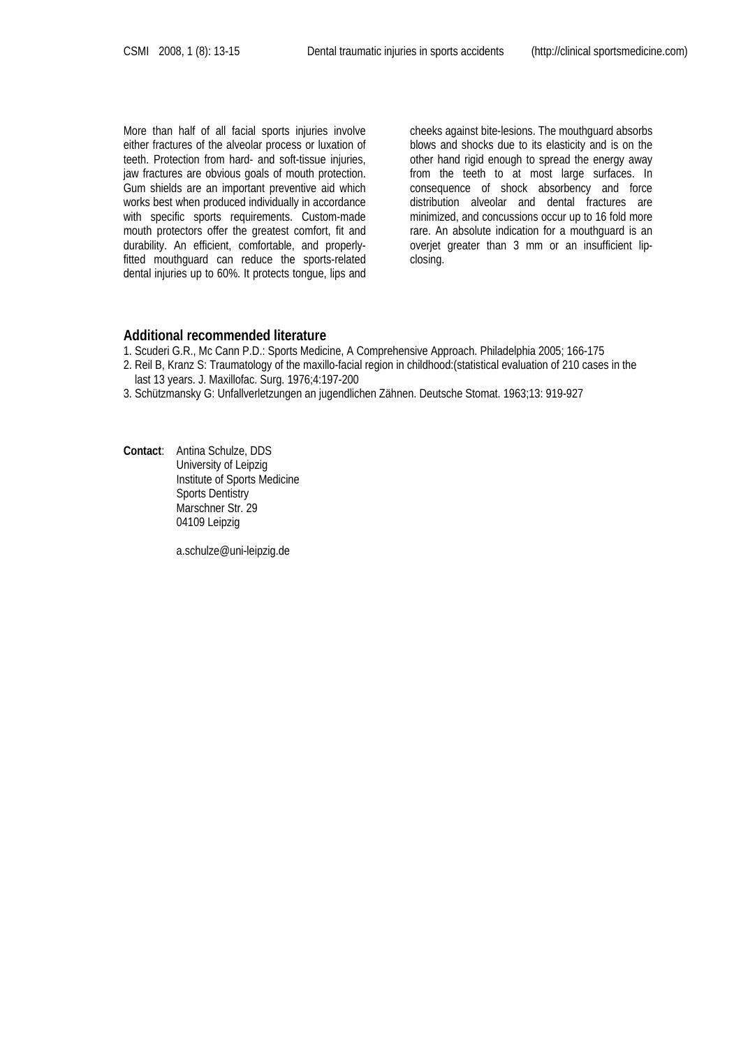More than half of all facial sports injuries involve either fractures of the alveolar process or luxation of teeth. Protection from hard- and soft-tissue injuries, jaw fractures are obvious goals of mouth protection. Gum shields are an important preventive aid which works best when produced individually in accordance with specific sports requirements. Custom-made mouth protectors offer the greatest comfort, fit and durability. An efficient, comfortable, and properly-fitted mouthguard can reduce the sports-related dental injuries up to 60%. It protects tongue, lips and cheeks against bite-lesions. The mouthguard absorbs blows and shocks due to its elasticity and is on the other hand rigid enough to spread the energy away from the teeth to at most large surfaces. In consequence of shock absorbency and force distribution alveolar and dental fractures are minimized, and concussions occur up to 16 fold more rare. An absolute indication for a mouthguard is an overjet greater than 3 mm or an insufficient lip-closing.

## Additional recommended literature

1. Scuderi G.R., Mc Cann P.D.: Sports Medicine, A Comprehensive Approach. Philadelphia 2005; 166-175
2. Reil B, Kranz S: Traumatology of the maxillo-facial region in childhood:(statistical evaluation of 210 cases in the last 13 years. J. Maxillofac. Surg. 1976;4:197-200
3. Schützmansky G: Unfallverletzungen an jugendlichen Zähnen. Deutsche Stomat. 1963;13: 919-927

**Contact**: Antina Schulze, DDS
University of Leipzig
Institute of Sports Medicine
Sports Dentistry
Marschner Str. 29
04109 Leipzig

a.schulze@uni-leipzig.de